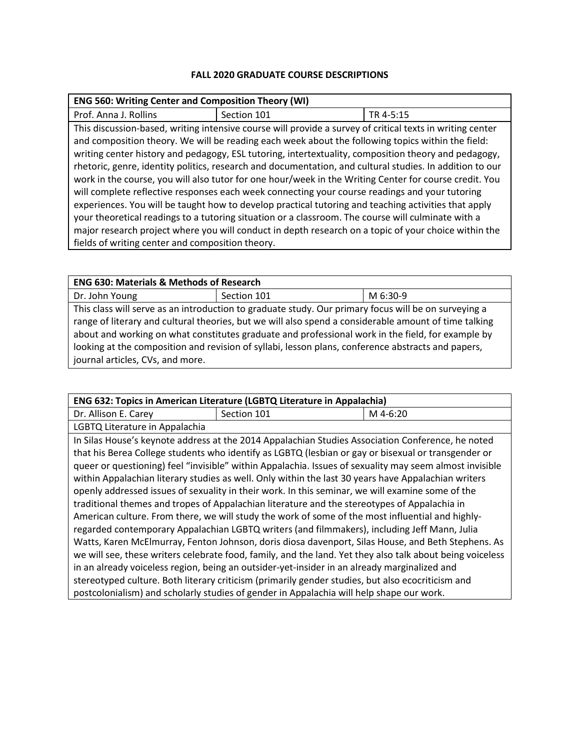# FALL 2020 GRADUATE COURSE DESCRIPTIONS

| ENG 560: Writing Center and Composition Theory (WI) | | |
| --- | --- | --- |
| Prof. Anna J. Rollins | Section 101 | TR 4-5:15 |
| This discussion-based, writing intensive course will provide a survey of critical texts in writing center and composition theory. We will be reading each week about the following topics within the field: writing center history and pedagogy, ESL tutoring, intertextuality, composition theory and pedagogy, rhetoric, genre, identity politics, research and documentation, and cultural studies. In addition to our work in the course, you will also tutor for one hour/week in the Writing Center for course credit. You will complete reflective responses each week connecting your course readings and your tutoring experiences. You will be taught how to develop practical tutoring and teaching activities that apply your theoretical readings to a tutoring situation or a classroom. The course will culminate with a major research project where you will conduct in depth research on a topic of your choice within the fields of writing center and composition theory. | | |

| ENG 630: Materials & Methods of Research | | |
| --- | --- | --- |
| Dr. John Young | Section 101 | M 6:30-9 |
| This class will serve as an introduction to graduate study. Our primary focus will be on surveying a range of literary and cultural theories, but we will also spend a considerable amount of time talking about and working on what constitutes graduate and professional work in the field, for example by looking at the composition and revision of syllabi, lesson plans, conference abstracts and papers, journal articles, CVs, and more. | | |

| ENG 632: Topics in American Literature (LGBTQ Literature in Appalachia) | | |
| --- | --- | --- |
| Dr. Allison E. Carey | Section 101 | M 4-6:20 |
| LGBTQ Literature in Appalachia | | |
| In Silas House's keynote address at the 2014 Appalachian Studies Association Conference, he noted that his Berea College students who identify as LGBTQ (lesbian or gay or bisexual or transgender or queer or questioning) feel "invisible" within Appalachia. Issues of sexuality may seem almost invisible within Appalachian literary studies as well. Only within the last 30 years have Appalachian writers openly addressed issues of sexuality in their work. In this seminar, we will examine some of the traditional themes and tropes of Appalachian literature and the stereotypes of Appalachia in American culture. From there, we will study the work of some of the most influential and highly-regarded contemporary Appalachian LGBTQ writers (and filmmakers), including Jeff Mann, Julia Watts, Karen McElmurray, Fenton Johnson, doris diosa davenport, Silas House, and Beth Stephens. As we will see, these writers celebrate food, family, and the land. Yet they also talk about being voiceless in an already voiceless region, being an outsider-yet-insider in an already marginalized and stereotyped culture. Both literary criticism (primarily gender studies, but also ecocriticism and postcolonialism) and scholarly studies of gender in Appalachia will help shape our work. | | |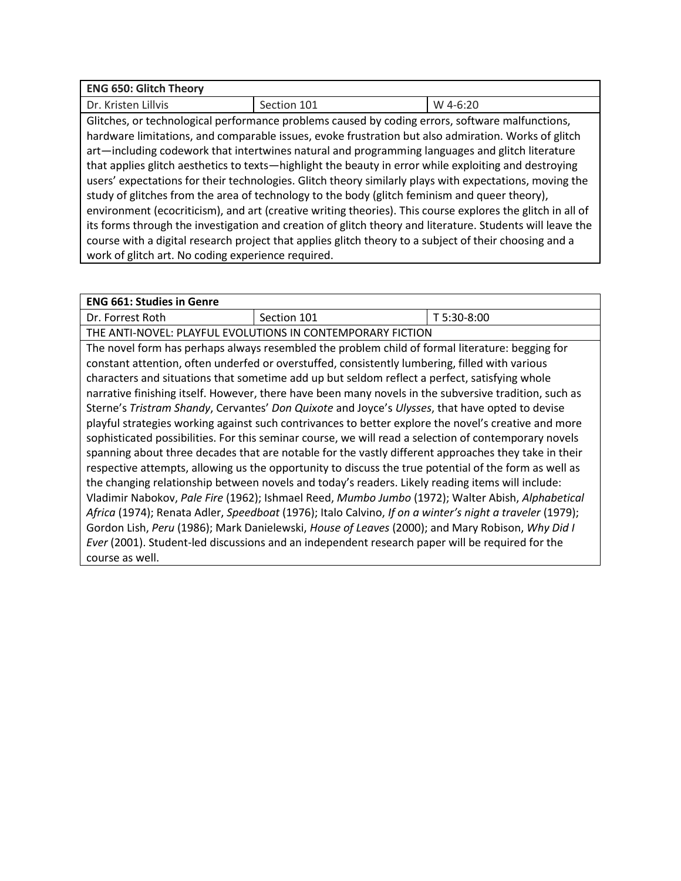| **ENG 650: Glitch Theory** | | |
| --- | --- | --- |
| Dr. Kristen Lillvis | Section 101 | W 4-6:20 |

Glitches, or technological performance problems caused by coding errors, software malfunctions, hardware limitations, and comparable issues, evoke frustration but also admiration. Works of glitch art—including codework that intertwines natural and programming languages and glitch literature that applies glitch aesthetics to texts—highlight the beauty in error while exploiting and destroying users' expectations for their technologies. Glitch theory similarly plays with expectations, moving the study of glitches from the area of technology to the body (glitch feminism and queer theory), environment (ecocriticism), and art (creative writing theories). This course explores the glitch in all of its forms through the investigation and creation of glitch theory and literature. Students will leave the course with a digital research project that applies glitch theory to a subject of their choosing and a work of glitch art. No coding experience required.

| **ENG 661: Studies in Genre** | | |
| --- | --- | --- |
| Dr. Forrest Roth | Section 101 | T 5:30-8:00 |

THE ANTI-NOVEL: PLAYFUL EVOLUTIONS IN CONTEMPORARY FICTION

The novel form has perhaps always resembled the problem child of formal literature: begging for constant attention, often underfed or overstuffed, consistently lumbering, filled with various characters and situations that sometime add up but seldom reflect a perfect, satisfying whole narrative finishing itself. However, there have been many novels in the subversive tradition, such as Sterne's *Tristram Shandy*, Cervantes' *Don Quixote* and Joyce's *Ulysses*, that have opted to devise playful strategies working against such contrivances to better explore the novel's creative and more sophisticated possibilities. For this seminar course, we will read a selection of contemporary novels spanning about three decades that are notable for the vastly different approaches they take in their respective attempts, allowing us the opportunity to discuss the true potential of the form as well as the changing relationship between novels and today's readers. Likely reading items will include: Vladimir Nabokov, *Pale Fire* (1962); Ishmael Reed, *Mumbo Jumbo* (1972); Walter Abish, *Alphabetical Africa* (1974); Renata Adler, *Speedboat* (1976); Italo Calvino, *If on a winter's night a traveler* (1979); Gordon Lish, *Peru* (1986); Mark Danielewski, *House of Leaves* (2000); and Mary Robison, *Why Did I Ever* (2001). Student-led discussions and an independent research paper will be required for the course as well.